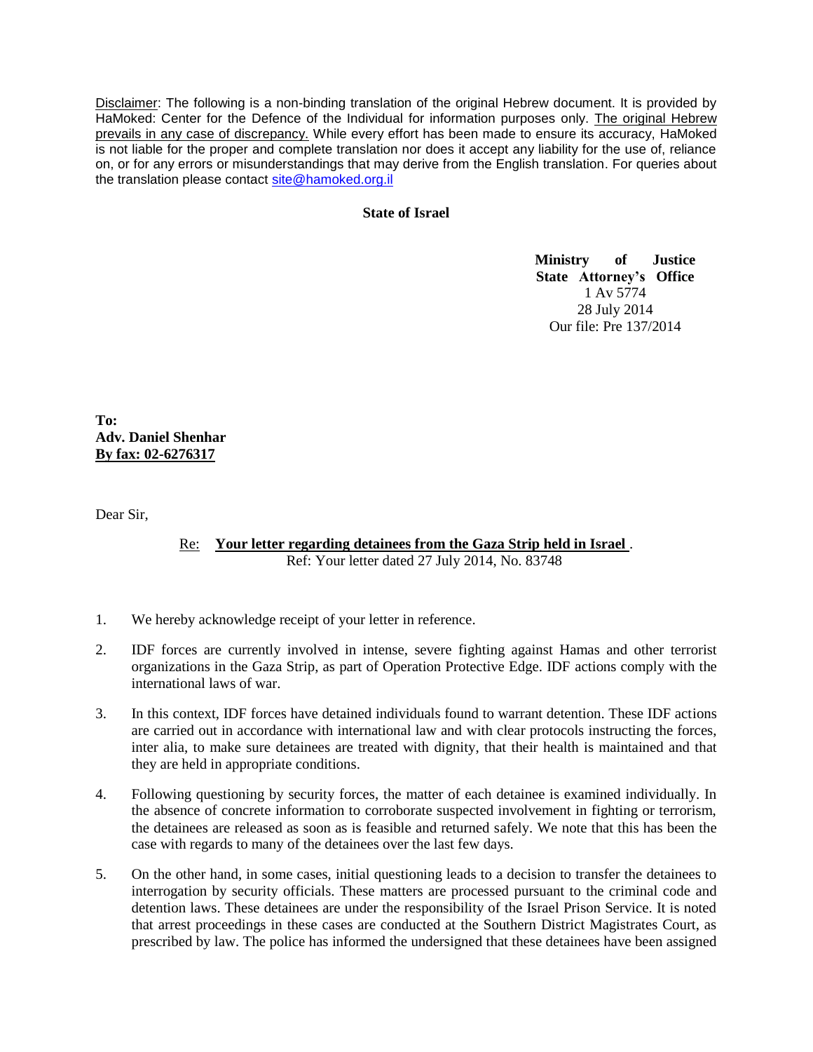Disclaimer: The following is a non-binding translation of the original Hebrew document. It is provided by HaMoked: Center for the Defence of the Individual for information purposes only. The original Hebrew prevails in any case of discrepancy. While every effort has been made to ensure its accuracy, HaMoked is not liable for the proper and complete translation nor does it accept any liability for the use of, reliance on, or for any errors or misunderstandings that may derive from the English translation. For queries about the translation please contact site@hamoked.org.il

**State of Israel**

**Ministry of Justice**
**State Attorney's Office**
1 Av 5774
28 July 2014
Our file: Pre 137/2014

**To:**
**Adv. Daniel Shenhar**
**By fax: 02-6276317**

Dear Sir,

Re: **Your letter regarding detainees from the Gaza Strip held in Israel** .
Ref: Your letter dated 27 July 2014, No. 83748

1. We hereby acknowledge receipt of your letter in reference.

2. IDF forces are currently involved in intense, severe fighting against Hamas and other terrorist organizations in the Gaza Strip, as part of Operation Protective Edge. IDF actions comply with the international laws of war.

3. In this context, IDF forces have detained individuals found to warrant detention. These IDF actions are carried out in accordance with international law and with clear protocols instructing the forces, inter alia, to make sure detainees are treated with dignity, that their health is maintained and that they are held in appropriate conditions.

4. Following questioning by security forces, the matter of each detainee is examined individually. In the absence of concrete information to corroborate suspected involvement in fighting or terrorism, the detainees are released as soon as is feasible and returned safely. We note that this has been the case with regards to many of the detainees over the last few days.

5. On the other hand, in some cases, initial questioning leads to a decision to transfer the detainees to interrogation by security officials. These matters are processed pursuant to the criminal code and detention laws. These detainees are under the responsibility of the Israel Prison Service. It is noted that arrest proceedings in these cases are conducted at the Southern District Magistrates Court, as prescribed by law. The police has informed the undersigned that these detainees have been assigned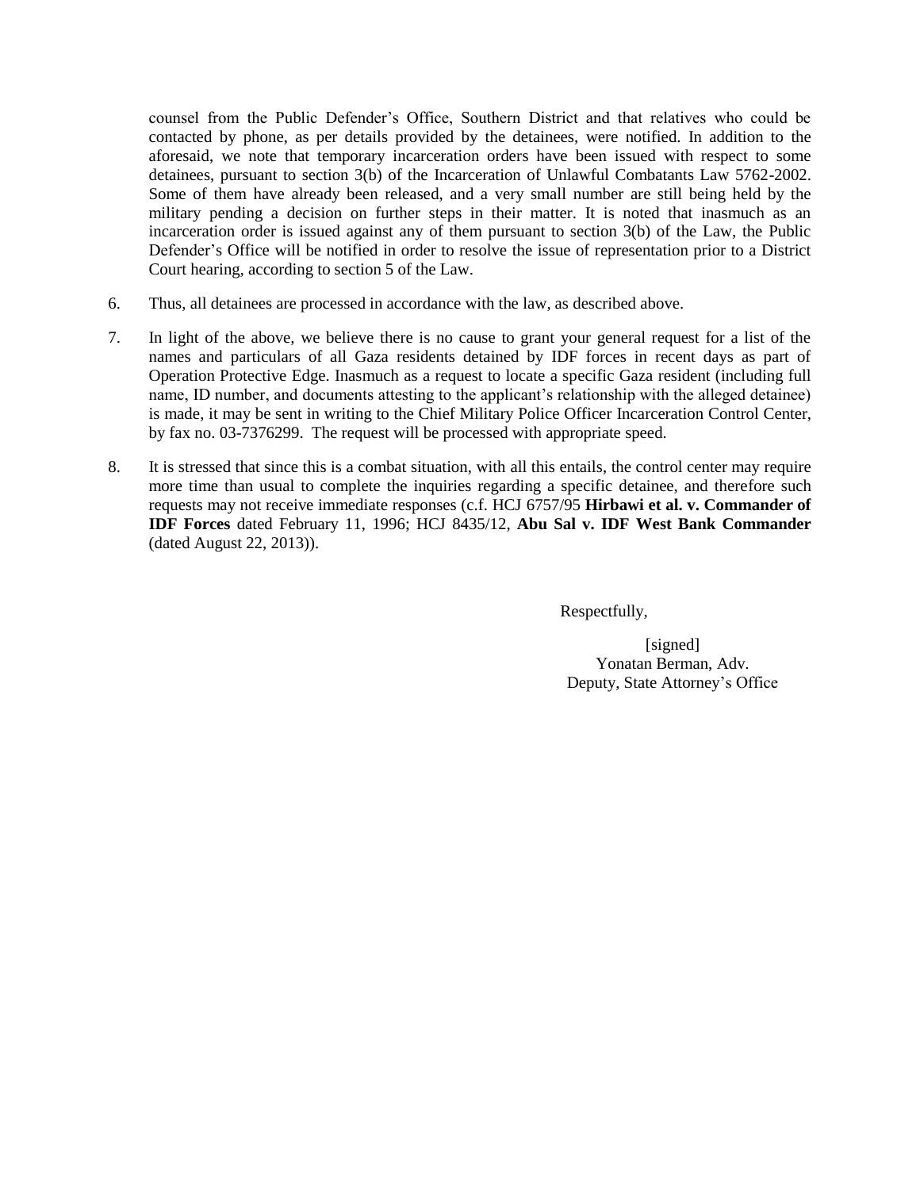counsel from the Public Defender's Office, Southern District and that relatives who could be contacted by phone, as per details provided by the detainees, were notified. In addition to the aforesaid, we note that temporary incarceration orders have been issued with respect to some detainees, pursuant to section 3(b) of the Incarceration of Unlawful Combatants Law 5762-2002. Some of them have already been released, and a very small number are still being held by the military pending a decision on further steps in their matter. It is noted that inasmuch as an incarceration order is issued against any of them pursuant to section 3(b) of the Law, the Public Defender's Office will be notified in order to resolve the issue of representation prior to a District Court hearing, according to section 5 of the Law.

6. Thus, all detainees are processed in accordance with the law, as described above.

7. In light of the above, we believe there is no cause to grant your general request for a list of the names and particulars of all Gaza residents detained by IDF forces in recent days as part of Operation Protective Edge. Inasmuch as a request to locate a specific Gaza resident (including full name, ID number, and documents attesting to the applicant's relationship with the alleged detainee) is made, it may be sent in writing to the Chief Military Police Officer Incarceration Control Center, by fax no. 03-7376299. The request will be processed with appropriate speed.

8. It is stressed that since this is a combat situation, with all this entails, the control center may require more time than usual to complete the inquiries regarding a specific detainee, and therefore such requests may not receive immediate responses (c.f. HCJ 6757/95 **Hirbawi et al. v. Commander of IDF Forces** dated February 11, 1996; HCJ 8435/12, **Abu Sal v. IDF West Bank Commander** (dated August 22, 2013)).

Respectfully,

[signed]
Yonatan Berman, Adv.
Deputy, State Attorney's Office